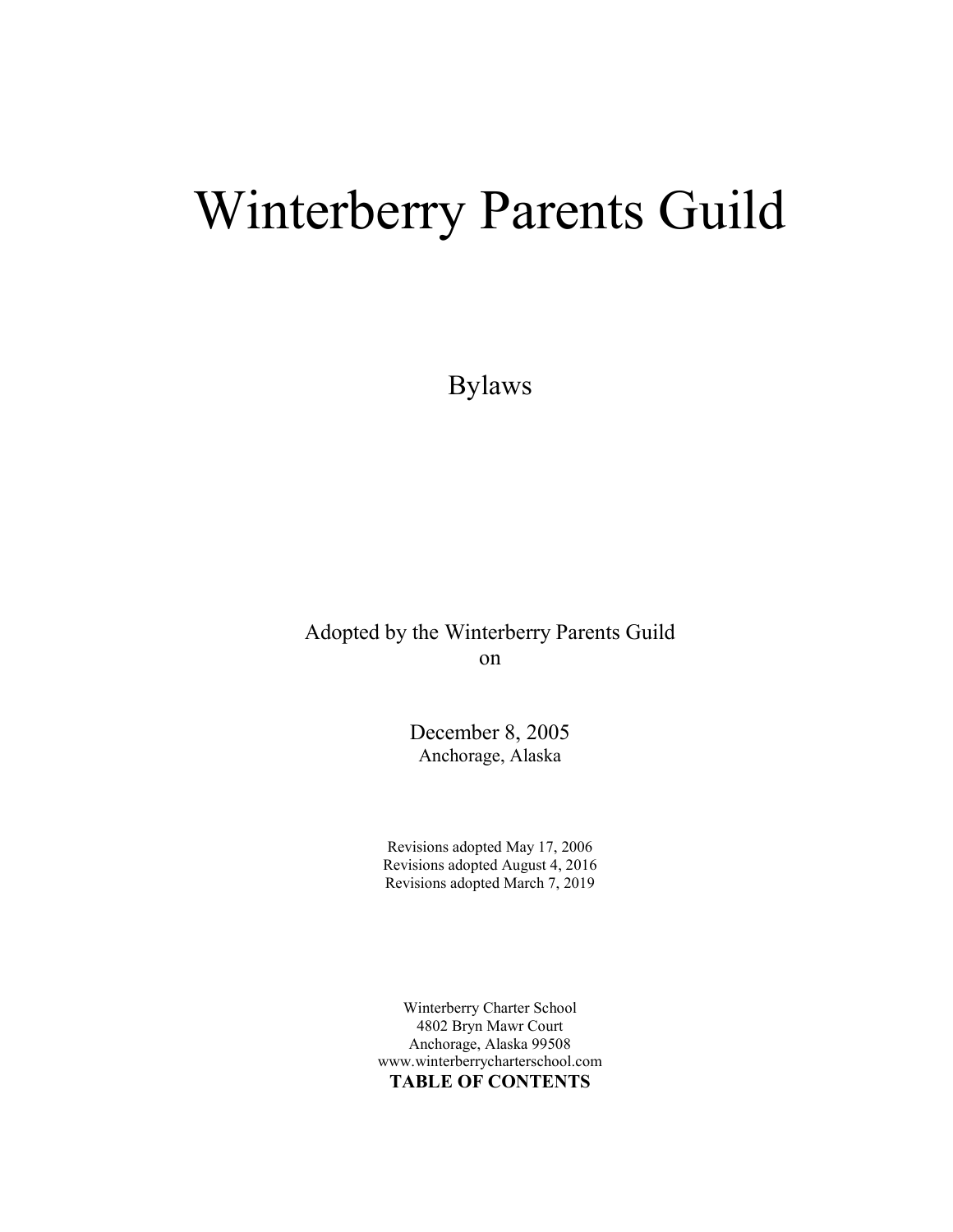# Winterberry Parents Guild

Bylaws

Adopted by the Winterberry Parents Guild
on

December 8, 2005
Anchorage, Alaska

Revisions adopted May 17, 2006
Revisions adopted August 4, 2016
Revisions adopted March 7, 2019

Winterberry Charter School
4802 Bryn Mawr Court
Anchorage, Alaska 99508
www.winterberrycharterschool.com

**TABLE OF CONTENTS**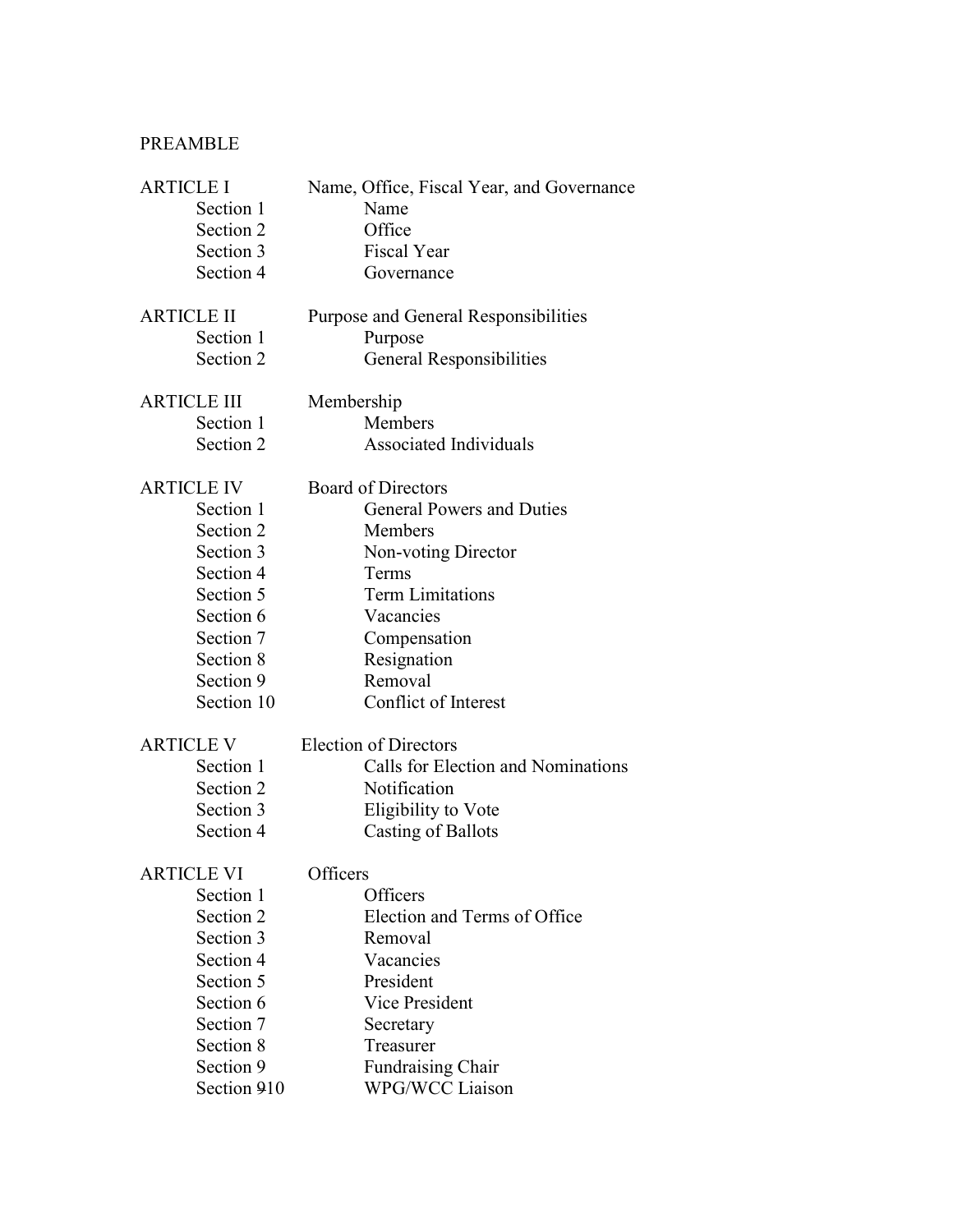PREAMBLE

| | |
|---|---|
| ARTICLE I | Name, Office, Fiscal Year, and Governance |
| Section 1 | Name |
| Section 2 | Office |
| Section 3 | Fiscal Year |
| Section 4 | Governance |
| | |
| ARTICLE II | Purpose and General Responsibilities |
| Section 1 | Purpose |
| Section 2 | General Responsibilities |
| | |
| ARTICLE III | Membership |
| Section 1 | Members |
| Section 2 | Associated Individuals |
| | |
| ARTICLE IV | Board of Directors |
| Section 1 | General Powers and Duties |
| Section 2 | Members |
| Section 3 | Non-voting Director |
| Section 4 | Terms |
| Section 5 | Term Limitations |
| Section 6 | Vacancies |
| Section 7 | Compensation |
| Section 8 | Resignation |
| Section 9 | Removal |
| Section 10 | Conflict of Interest |
| | |
| ARTICLE V | Election of Directors |
| Section 1 | Calls for Election and Nominations |
| Section 2 | Notification |
| Section 3 | Eligibility to Vote |
| Section 4 | Casting of Ballots |
| | |
| ARTICLE VI | Officers |
| Section 1 | Officers |
| Section 2 | Election and Terms of Office |
| Section 3 | Removal |
| Section 4 | Vacancies |
| Section 5 | President |
| Section 6 | Vice President |
| Section 7 | Secretary |
| Section 8 | Treasurer |
| Section 9 | Fundraising Chair |
| Section ~~9~~10 | WPG/WCC Liaison |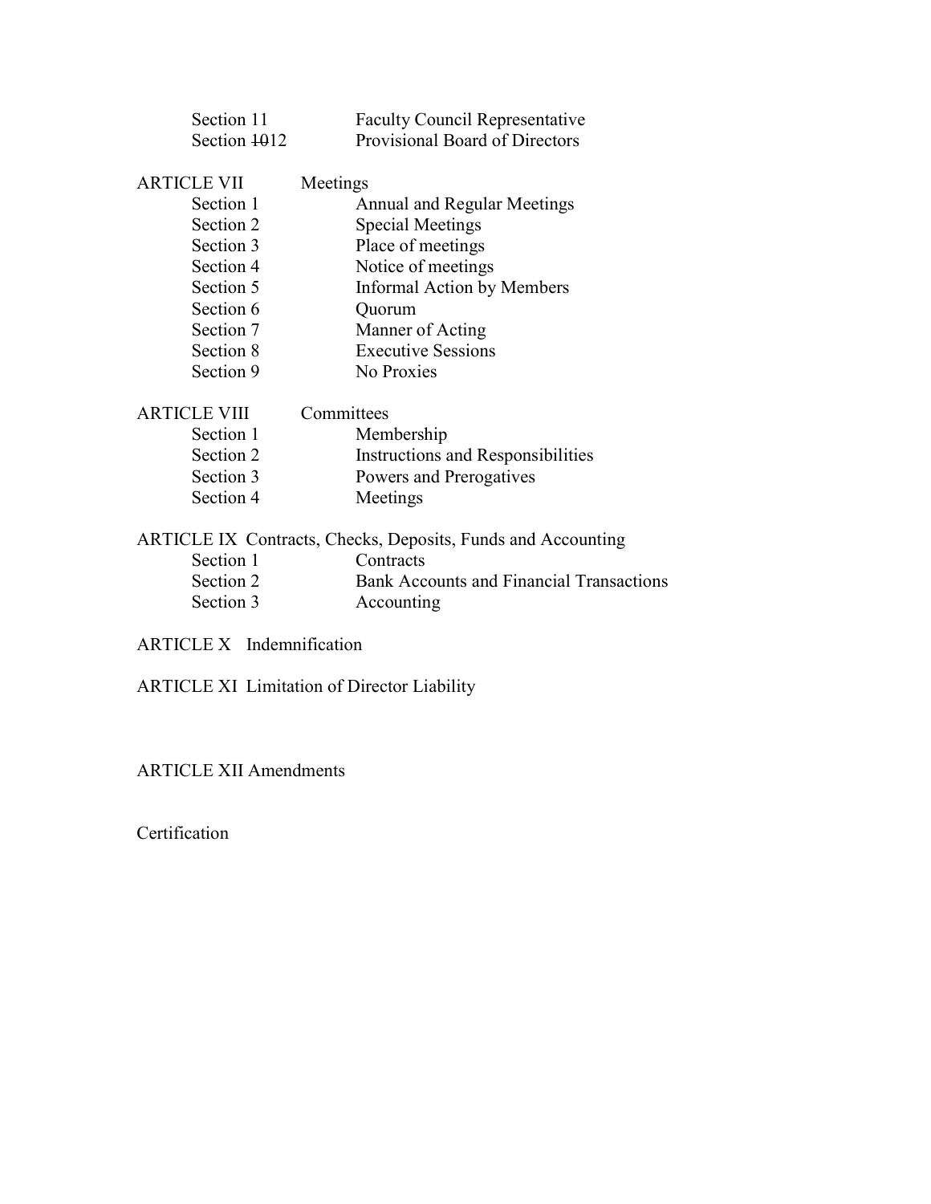Section 11 Faculty Council Representative
Section ~~10~~12 Provisional Board of Directors

ARTICLE VII Meetings
- Section 1 Annual and Regular Meetings
- Section 2 Special Meetings
- Section 3 Place of meetings
- Section 4 Notice of meetings
- Section 5 Informal Action by Members
- Section 6 Quorum
- Section 7 Manner of Acting
- Section 8 Executive Sessions
- Section 9 No Proxies

ARTICLE VIII Committees
- Section 1 Membership
- Section 2 Instructions and Responsibilities
- Section 3 Powers and Prerogatives
- Section 4 Meetings

ARTICLE IX Contracts, Checks, Deposits, Funds and Accounting
- Section 1 Contracts
- Section 2 Bank Accounts and Financial Transactions
- Section 3 Accounting

ARTICLE X Indemnification

ARTICLE XI Limitation of Director Liability

ARTICLE XII Amendments

Certification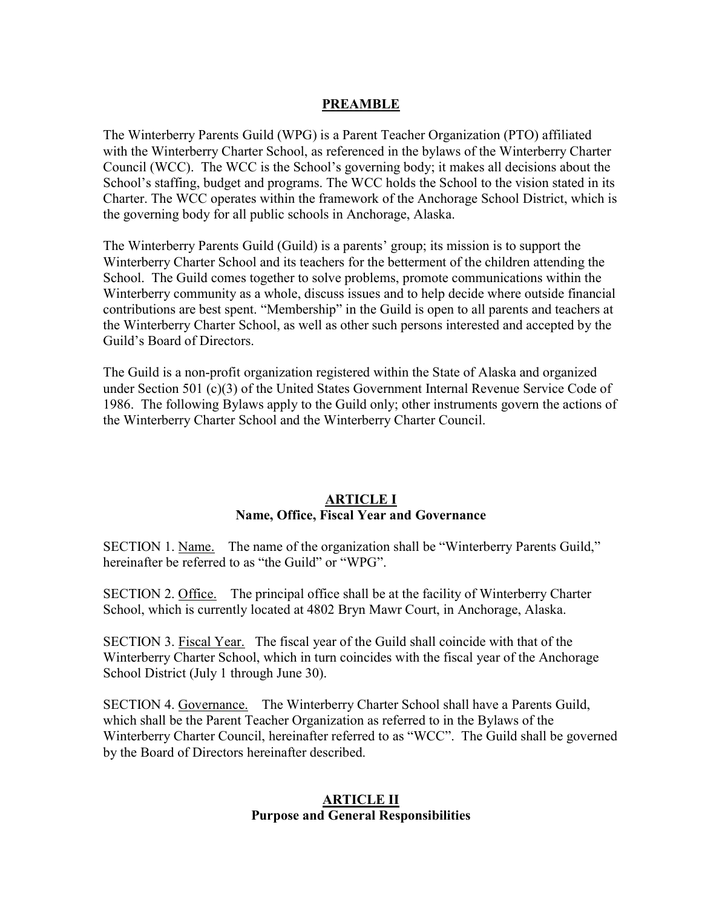## PREAMBLE

The Winterberry Parents Guild (WPG) is a Parent Teacher Organization (PTO) affiliated with the Winterberry Charter School, as referenced in the bylaws of the Winterberry Charter Council (WCC). The WCC is the School's governing body; it makes all decisions about the School's staffing, budget and programs. The WCC holds the School to the vision stated in its Charter. The WCC operates within the framework of the Anchorage School District, which is the governing body for all public schools in Anchorage, Alaska.

The Winterberry Parents Guild (Guild) is a parents' group; its mission is to support the Winterberry Charter School and its teachers for the betterment of the children attending the School. The Guild comes together to solve problems, promote communications within the Winterberry community as a whole, discuss issues and to help decide where outside financial contributions are best spent. "Membership" in the Guild is open to all parents and teachers at the Winterberry Charter School, as well as other such persons interested and accepted by the Guild's Board of Directors.

The Guild is a non-profit organization registered within the State of Alaska and organized under Section 501 (c)(3) of the United States Government Internal Revenue Service Code of 1986. The following Bylaws apply to the Guild only; other instruments govern the actions of the Winterberry Charter School and the Winterberry Charter Council.

## ARTICLE I
### Name, Office, Fiscal Year and Governance

SECTION 1. Name. The name of the organization shall be "Winterberry Parents Guild," hereinafter be referred to as "the Guild" or "WPG".

SECTION 2. Office. The principal office shall be at the facility of Winterberry Charter School, which is currently located at 4802 Bryn Mawr Court, in Anchorage, Alaska.

SECTION 3. Fiscal Year. The fiscal year of the Guild shall coincide with that of the Winterberry Charter School, which in turn coincides with the fiscal year of the Anchorage School District (July 1 through June 30).

SECTION 4. Governance. The Winterberry Charter School shall have a Parents Guild, which shall be the Parent Teacher Organization as referred to in the Bylaws of the Winterberry Charter Council, hereinafter referred to as "WCC". The Guild shall be governed by the Board of Directors hereinafter described.

## ARTICLE II
### Purpose and General Responsibilities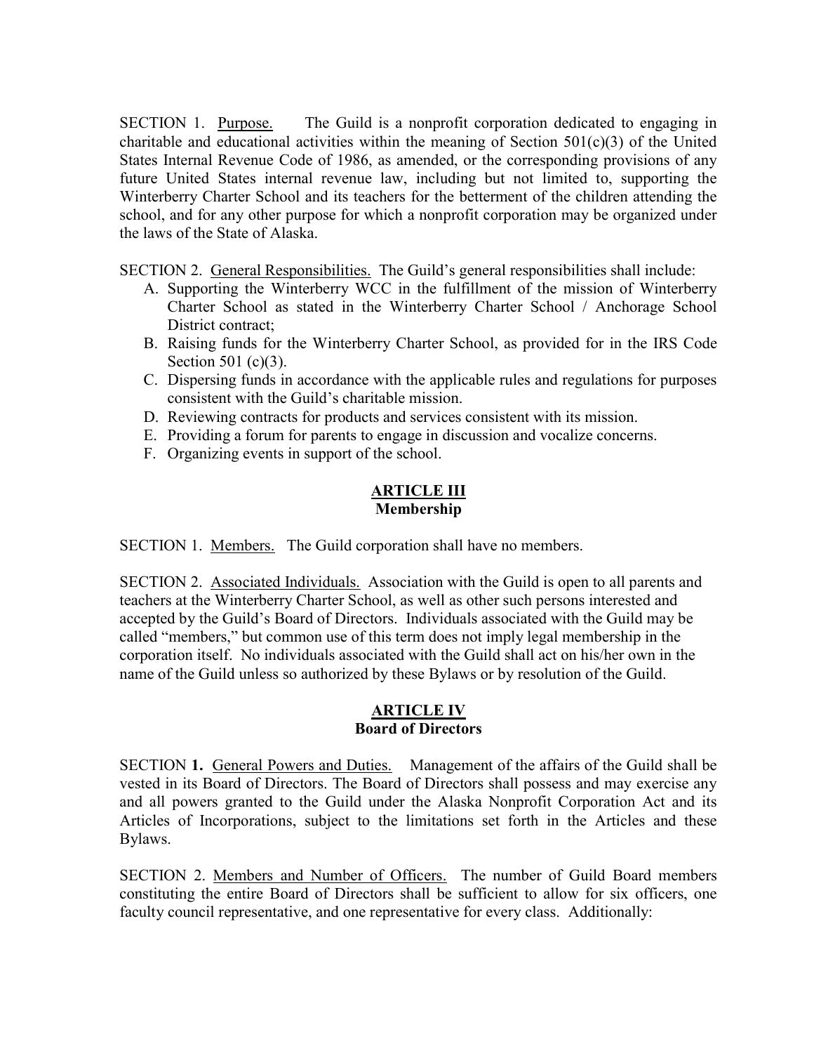SECTION 1. <u>Purpose.</u> The Guild is a nonprofit corporation dedicated to engaging in charitable and educational activities within the meaning of Section 501(c)(3) of the United States Internal Revenue Code of 1986, as amended, or the corresponding provisions of any future United States internal revenue law, including but not limited to, supporting the Winterberry Charter School and its teachers for the betterment of the children attending the school, and for any other purpose for which a nonprofit corporation may be organized under the laws of the State of Alaska.

SECTION 2. <u>General Responsibilities.</u> The Guild's general responsibilities shall include:

A. Supporting the Winterberry WCC in the fulfillment of the mission of Winterberry Charter School as stated in the Winterberry Charter School / Anchorage School District contract;
B. Raising funds for the Winterberry Charter School, as provided for in the IRS Code Section 501 (c)(3).
C. Dispersing funds in accordance with the applicable rules and regulations for purposes consistent with the Guild's charitable mission.
D. Reviewing contracts for products and services consistent with its mission.
E. Providing a forum for parents to engage in discussion and vocalize concerns.
F. Organizing events in support of the school.

## ARTICLE III
## Membership

SECTION 1. <u>Members.</u> The Guild corporation shall have no members.

SECTION 2. <u>Associated Individuals.</u> Association with the Guild is open to all parents and teachers at the Winterberry Charter School, as well as other such persons interested and accepted by the Guild's Board of Directors. Individuals associated with the Guild may be called "members," but common use of this term does not imply legal membership in the corporation itself. No individuals associated with the Guild shall act on his/her own in the name of the Guild unless so authorized by these Bylaws or by resolution of the Guild.

## ARTICLE IV
## Board of Directors

SECTION **1.** <u>General Powers and Duties.</u> Management of the affairs of the Guild shall be vested in its Board of Directors. The Board of Directors shall possess and may exercise any and all powers granted to the Guild under the Alaska Nonprofit Corporation Act and its Articles of Incorporations, subject to the limitations set forth in the Articles and these Bylaws.

SECTION 2. <u>Members and Number of Officers.</u> The number of Guild Board members constituting the entire Board of Directors shall be sufficient to allow for six officers, one faculty council representative, and one representative for every class. Additionally: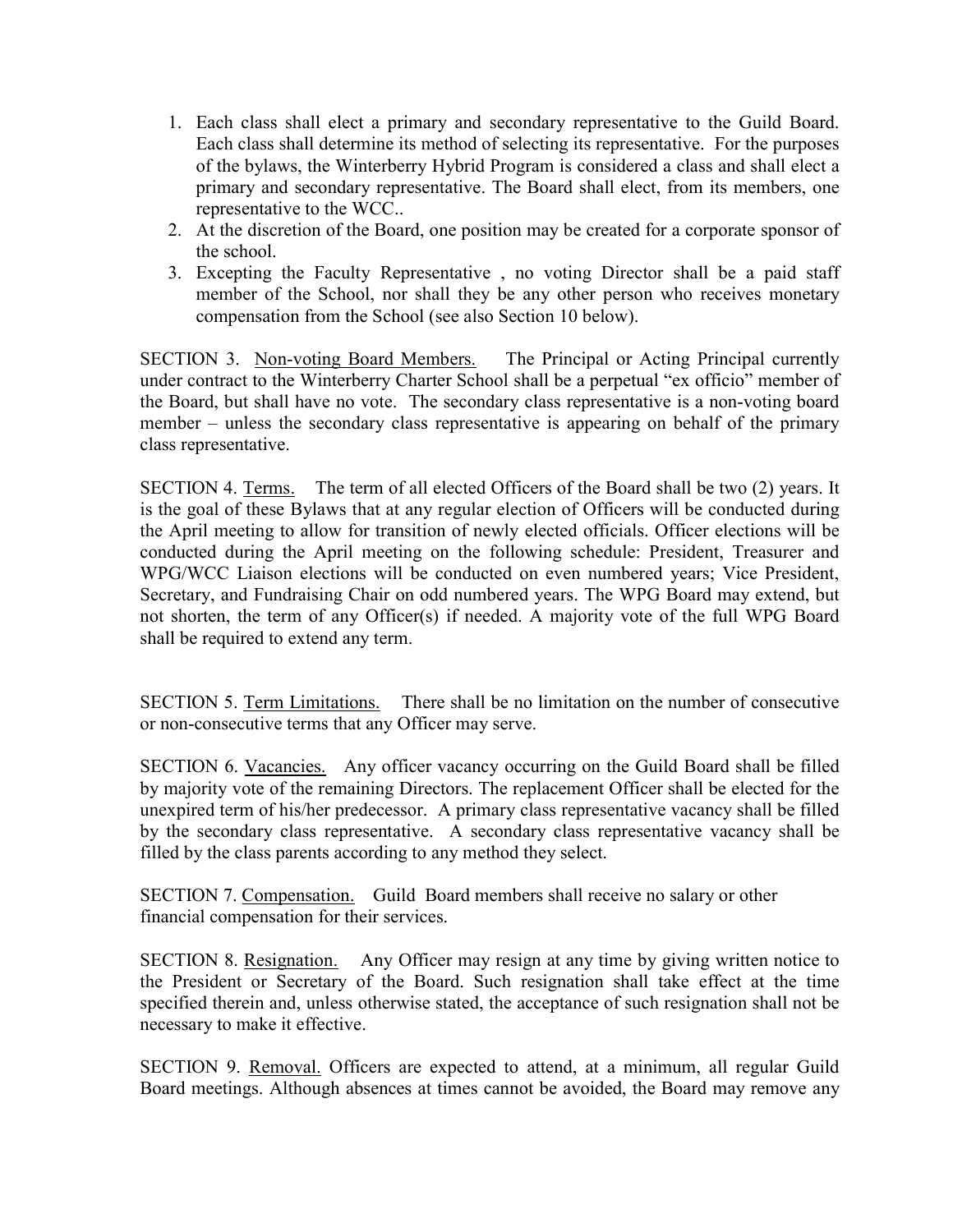1. Each class shall elect a primary and secondary representative to the Guild Board. Each class shall determine its method of selecting its representative. For the purposes of the bylaws, the Winterberry Hybrid Program is considered a class and shall elect a primary and secondary representative. The Board shall elect, from its members, one representative to the WCC..
2. At the discretion of the Board, one position may be created for a corporate sponsor of the school.
3. Excepting the Faculty Representative , no voting Director shall be a paid staff member of the School, nor shall they be any other person who receives monetary compensation from the School (see also Section 10 below).

SECTION 3. Non-voting Board Members. The Principal or Acting Principal currently under contract to the Winterberry Charter School shall be a perpetual "ex officio" member of the Board, but shall have no vote. The secondary class representative is a non-voting board member – unless the secondary class representative is appearing on behalf of the primary class representative.

SECTION 4. Terms. The term of all elected Officers of the Board shall be two (2) years. It is the goal of these Bylaws that at any regular election of Officers will be conducted during the April meeting to allow for transition of newly elected officials. Officer elections will be conducted during the April meeting on the following schedule: President, Treasurer and WPG/WCC Liaison elections will be conducted on even numbered years; Vice President, Secretary, and Fundraising Chair on odd numbered years. The WPG Board may extend, but not shorten, the term of any Officer(s) if needed. A majority vote of the full WPG Board shall be required to extend any term.

SECTION 5. Term Limitations. There shall be no limitation on the number of consecutive or non-consecutive terms that any Officer may serve.

SECTION 6. Vacancies. Any officer vacancy occurring on the Guild Board shall be filled by majority vote of the remaining Directors. The replacement Officer shall be elected for the unexpired term of his/her predecessor. A primary class representative vacancy shall be filled by the secondary class representative. A secondary class representative vacancy shall be filled by the class parents according to any method they select.

SECTION 7. Compensation. Guild Board members shall receive no salary or other financial compensation for their services.

SECTION 8. Resignation. Any Officer may resign at any time by giving written notice to the President or Secretary of the Board. Such resignation shall take effect at the time specified therein and, unless otherwise stated, the acceptance of such resignation shall not be necessary to make it effective.

SECTION 9. Removal. Officers are expected to attend, at a minimum, all regular Guild Board meetings. Although absences at times cannot be avoided, the Board may remove any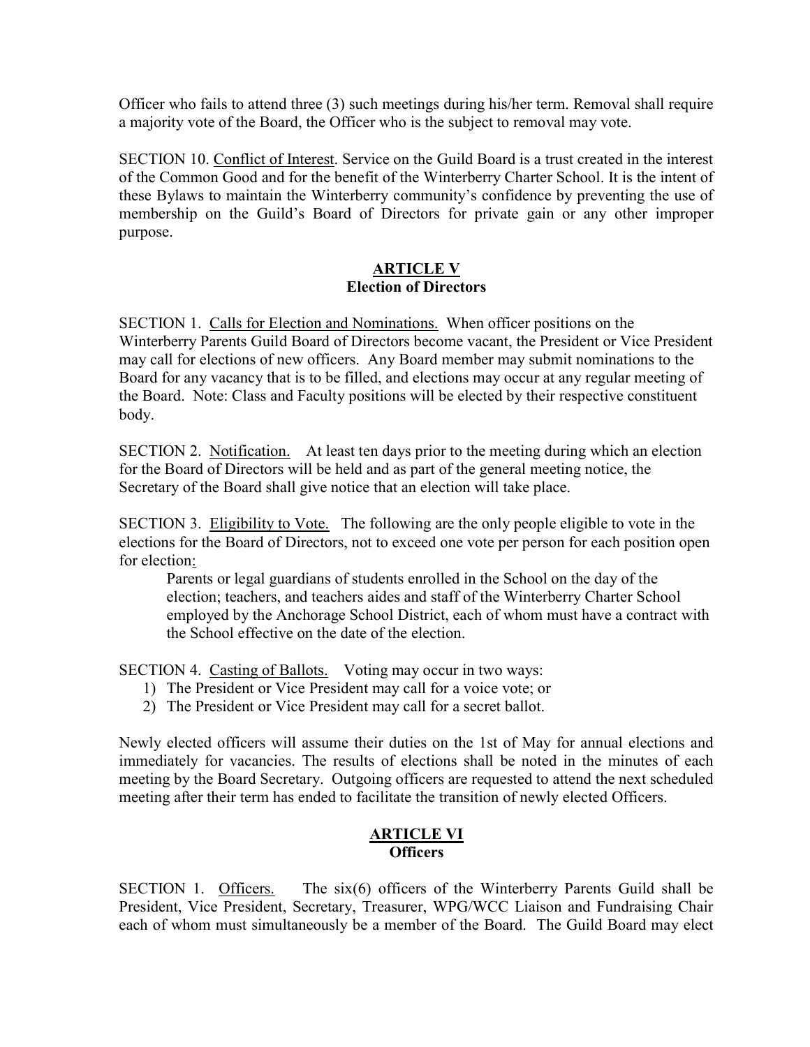Officer who fails to attend three (3) such meetings during his/her term. Removal shall require a majority vote of the Board, the Officer who is the subject to removal may vote.

SECTION 10. Conflict of Interest. Service on the Guild Board is a trust created in the interest of the Common Good and for the benefit of the Winterberry Charter School. It is the intent of these Bylaws to maintain the Winterberry community's confidence by preventing the use of membership on the Guild's Board of Directors for private gain or any other improper purpose.

## ARTICLE V
## Election of Directors

SECTION 1. Calls for Election and Nominations. When officer positions on the Winterberry Parents Guild Board of Directors become vacant, the President or Vice President may call for elections of new officers. Any Board member may submit nominations to the Board for any vacancy that is to be filled, and elections may occur at any regular meeting of the Board. Note: Class and Faculty positions will be elected by their respective constituent body.

SECTION 2. Notification. At least ten days prior to the meeting during which an election for the Board of Directors will be held and as part of the general meeting notice, the Secretary of the Board shall give notice that an election will take place.

SECTION 3. Eligibility to Vote. The following are the only people eligible to vote in the elections for the Board of Directors, not to exceed one vote per person for each position open for election:

> Parents or legal guardians of students enrolled in the School on the day of the election; teachers, and teachers aides and staff of the Winterberry Charter School employed by the Anchorage School District, each of whom must have a contract with the School effective on the date of the election.

SECTION 4. Casting of Ballots. Voting may occur in two ways:

1) The President or Vice President may call for a voice vote; or
2) The President or Vice President may call for a secret ballot.

Newly elected officers will assume their duties on the 1st of May for annual elections and immediately for vacancies. The results of elections shall be noted in the minutes of each meeting by the Board Secretary. Outgoing officers are requested to attend the next scheduled meeting after their term has ended to facilitate the transition of newly elected Officers.

## ARTICLE VI
## Officers

SECTION 1. Officers. The six(6) officers of the Winterberry Parents Guild shall be President, Vice President, Secretary, Treasurer, WPG/WCC Liaison and Fundraising Chair each of whom must simultaneously be a member of the Board. The Guild Board may elect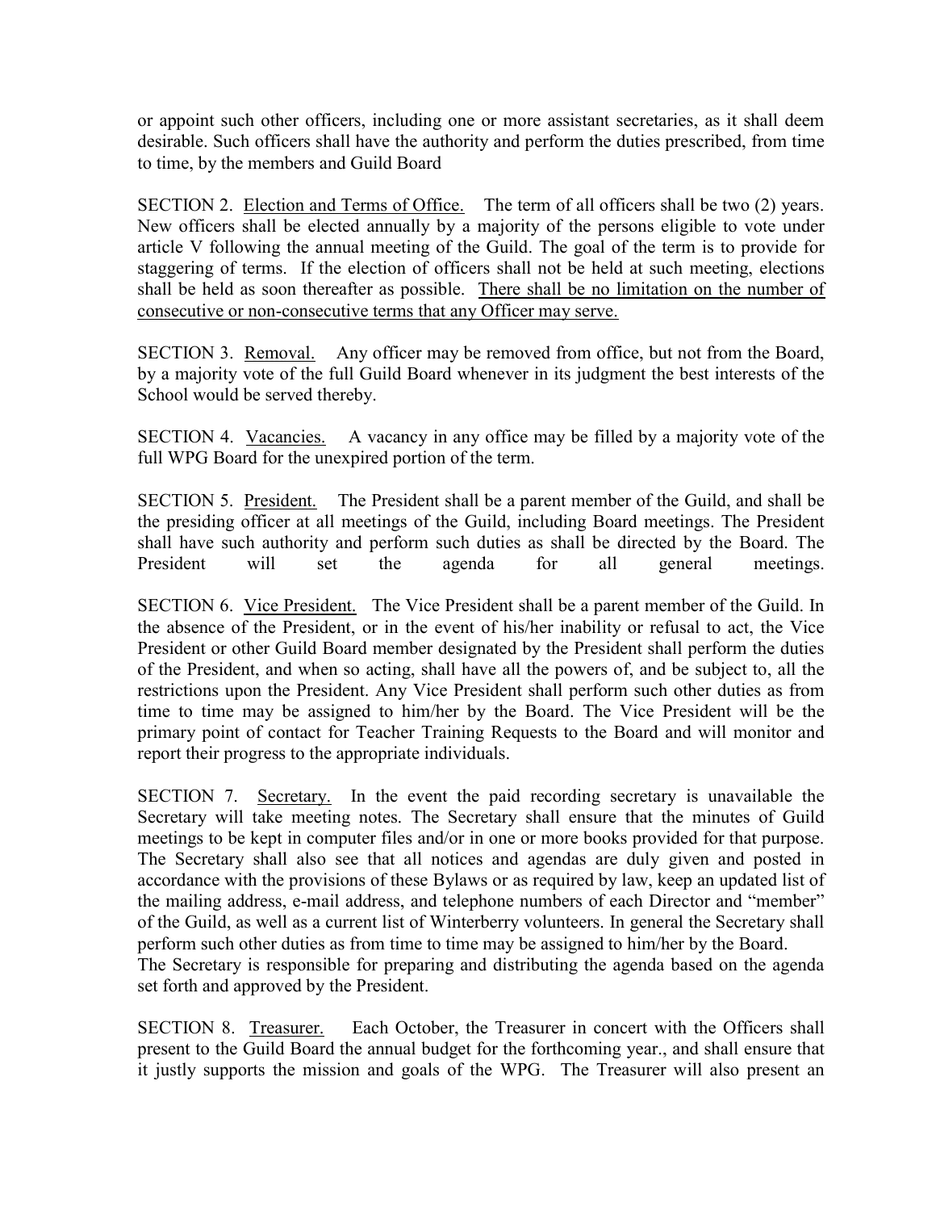or appoint such other officers, including one or more assistant secretaries, as it shall deem desirable. Such officers shall have the authority and perform the duties prescribed, from time to time, by the members and Guild Board

SECTION 2. <u>Election and Terms of Office.</u> The term of all officers shall be two (2) years. New officers shall be elected annually by a majority of the persons eligible to vote under article V following the annual meeting of the Guild. The goal of the term is to provide for staggering of terms. If the election of officers shall not be held at such meeting, elections shall be held as soon thereafter as possible. <u>There shall be no limitation on the number of consecutive or non-consecutive terms that any Officer may serve.</u>

SECTION 3. <u>Removal.</u> Any officer may be removed from office, but not from the Board, by a majority vote of the full Guild Board whenever in its judgment the best interests of the School would be served thereby.

SECTION 4. <u>Vacancies.</u> A vacancy in any office may be filled by a majority vote of the full WPG Board for the unexpired portion of the term.

SECTION 5. <u>President.</u> The President shall be a parent member of the Guild, and shall be the presiding officer at all meetings of the Guild, including Board meetings. The President shall have such authority and perform such duties as shall be directed by the Board. The President will set the agenda for all general meetings.

SECTION 6. <u>Vice President.</u> The Vice President shall be a parent member of the Guild. In the absence of the President, or in the event of his/her inability or refusal to act, the Vice President or other Guild Board member designated by the President shall perform the duties of the President, and when so acting, shall have all the powers of, and be subject to, all the restrictions upon the President. Any Vice President shall perform such other duties as from time to time may be assigned to him/her by the Board. The Vice President will be the primary point of contact for Teacher Training Requests to the Board and will monitor and report their progress to the appropriate individuals.

SECTION 7. <u>Secretary.</u> In the event the paid recording secretary is unavailable the Secretary will take meeting notes. The Secretary shall ensure that the minutes of Guild meetings to be kept in computer files and/or in one or more books provided for that purpose. The Secretary shall also see that all notices and agendas are duly given and posted in accordance with the provisions of these Bylaws or as required by law, keep an updated list of the mailing address, e-mail address, and telephone numbers of each Director and "member" of the Guild, as well as a current list of Winterberry volunteers. In general the Secretary shall perform such other duties as from time to time may be assigned to him/her by the Board.
The Secretary is responsible for preparing and distributing the agenda based on the agenda set forth and approved by the President.

SECTION 8. <u>Treasurer.</u> Each October, the Treasurer in concert with the Officers shall present to the Guild Board the annual budget for the forthcoming year., and shall ensure that it justly supports the mission and goals of the WPG. The Treasurer will also present an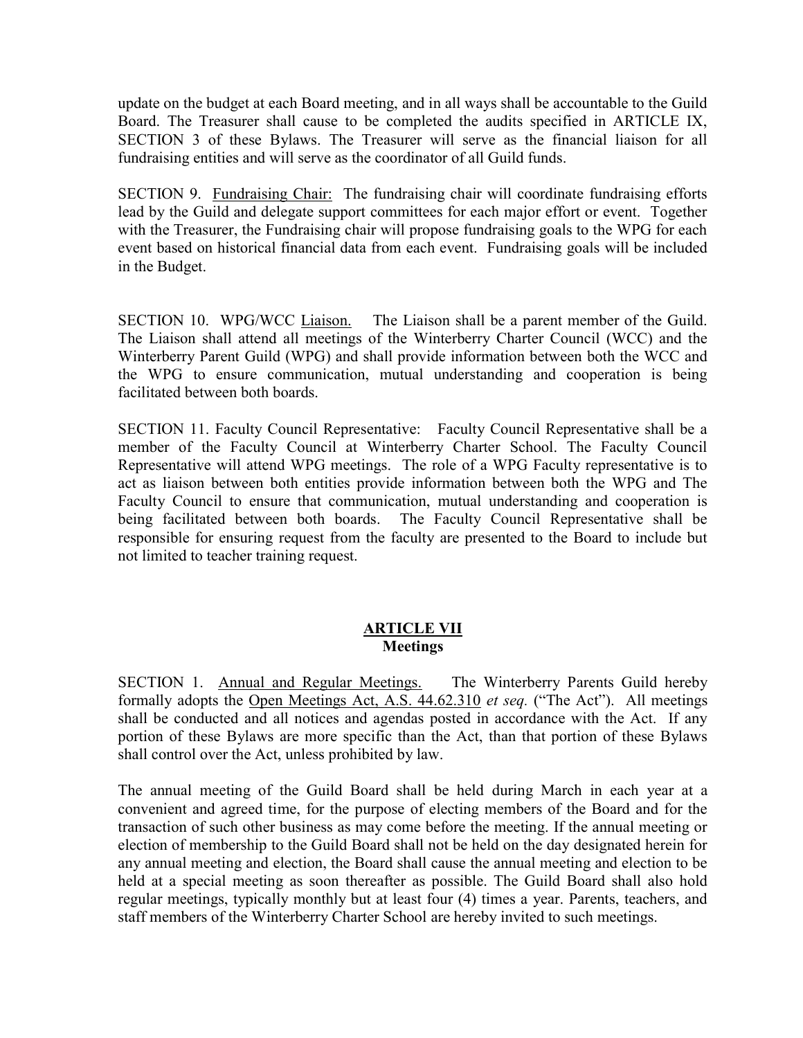update on the budget at each Board meeting, and in all ways shall be accountable to the Guild Board. The Treasurer shall cause to be completed the audits specified in ARTICLE IX, SECTION 3 of these Bylaws. The Treasurer will serve as the financial liaison for all fundraising entities and will serve as the coordinator of all Guild funds.

SECTION 9. Fundraising Chair: The fundraising chair will coordinate fundraising efforts lead by the Guild and delegate support committees for each major effort or event. Together with the Treasurer, the Fundraising chair will propose fundraising goals to the WPG for each event based on historical financial data from each event. Fundraising goals will be included in the Budget.

SECTION 10. WPG/WCC Liaison. The Liaison shall be a parent member of the Guild. The Liaison shall attend all meetings of the Winterberry Charter Council (WCC) and the Winterberry Parent Guild (WPG) and shall provide information between both the WCC and the WPG to ensure communication, mutual understanding and cooperation is being facilitated between both boards.

SECTION 11. Faculty Council Representative: Faculty Council Representative shall be a member of the Faculty Council at Winterberry Charter School. The Faculty Council Representative will attend WPG meetings. The role of a WPG Faculty representative is to act as liaison between both entities provide information between both the WPG and The Faculty Council to ensure that communication, mutual understanding and cooperation is being facilitated between both boards. The Faculty Council Representative shall be responsible for ensuring request from the faculty are presented to the Board to include but not limited to teacher training request.

## ARTICLE VII
**Meetings**

SECTION 1. Annual and Regular Meetings. The Winterberry Parents Guild hereby formally adopts the Open Meetings Act, A.S. 44.62.310 *et seq.* ("The Act"). All meetings shall be conducted and all notices and agendas posted in accordance with the Act. If any portion of these Bylaws are more specific than the Act, than that portion of these Bylaws shall control over the Act, unless prohibited by law.

The annual meeting of the Guild Board shall be held during March in each year at a convenient and agreed time, for the purpose of electing members of the Board and for the transaction of such other business as may come before the meeting. If the annual meeting or election of membership to the Guild Board shall not be held on the day designated herein for any annual meeting and election, the Board shall cause the annual meeting and election to be held at a special meeting as soon thereafter as possible. The Guild Board shall also hold regular meetings, typically monthly but at least four (4) times a year. Parents, teachers, and staff members of the Winterberry Charter School are hereby invited to such meetings.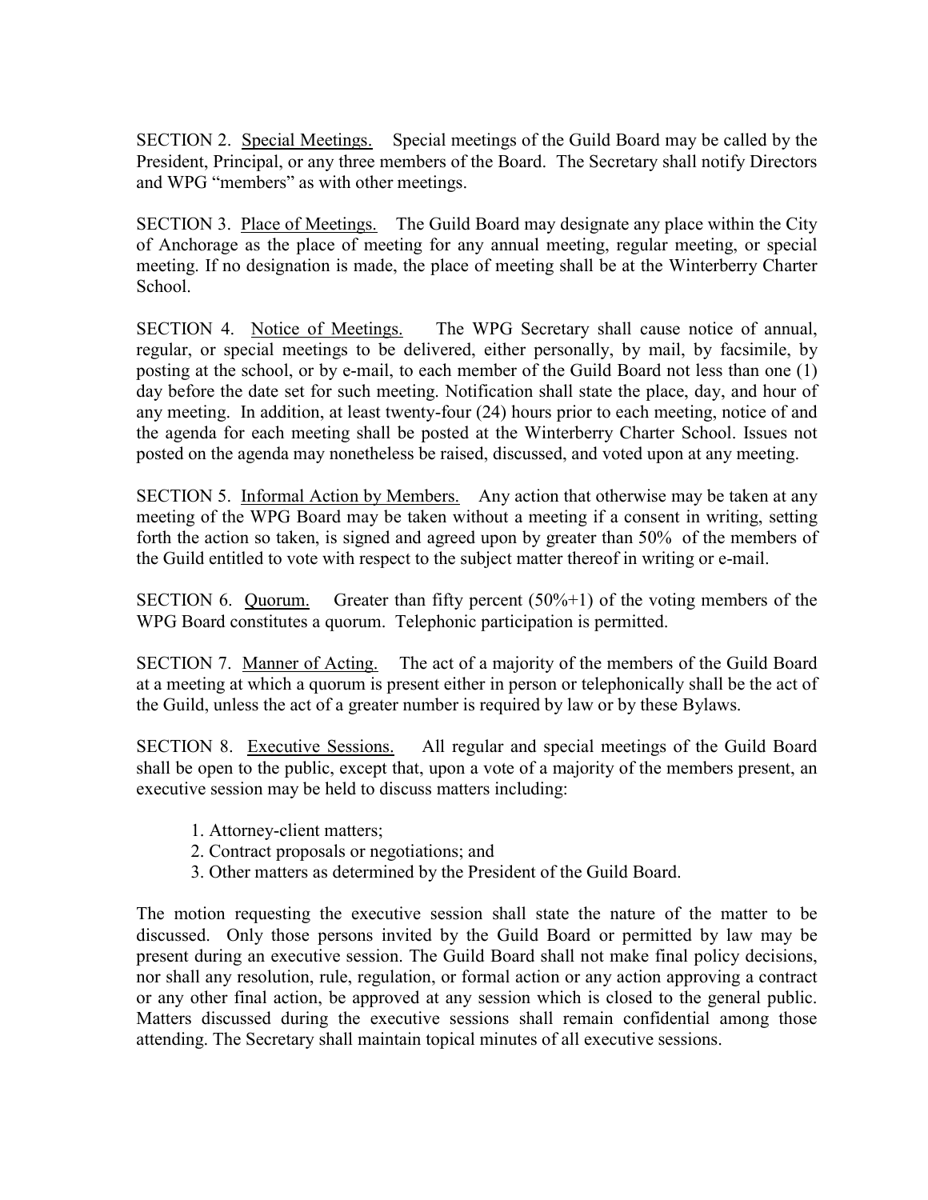SECTION 2. Special Meetings. Special meetings of the Guild Board may be called by the President, Principal, or any three members of the Board. The Secretary shall notify Directors and WPG "members" as with other meetings.

SECTION 3. Place of Meetings. The Guild Board may designate any place within the City of Anchorage as the place of meeting for any annual meeting, regular meeting, or special meeting. If no designation is made, the place of meeting shall be at the Winterberry Charter School.

SECTION 4. Notice of Meetings. The WPG Secretary shall cause notice of annual, regular, or special meetings to be delivered, either personally, by mail, by facsimile, by posting at the school, or by e-mail, to each member of the Guild Board not less than one (1) day before the date set for such meeting. Notification shall state the place, day, and hour of any meeting. In addition, at least twenty-four (24) hours prior to each meeting, notice of and the agenda for each meeting shall be posted at the Winterberry Charter School. Issues not posted on the agenda may nonetheless be raised, discussed, and voted upon at any meeting.

SECTION 5. Informal Action by Members. Any action that otherwise may be taken at any meeting of the WPG Board may be taken without a meeting if a consent in writing, setting forth the action so taken, is signed and agreed upon by greater than 50% of the members of the Guild entitled to vote with respect to the subject matter thereof in writing or e-mail.

SECTION 6. Quorum. Greater than fifty percent (50%+1) of the voting members of the WPG Board constitutes a quorum. Telephonic participation is permitted.

SECTION 7. Manner of Acting. The act of a majority of the members of the Guild Board at a meeting at which a quorum is present either in person or telephonically shall be the act of the Guild, unless the act of a greater number is required by law or by these Bylaws.

SECTION 8. Executive Sessions. All regular and special meetings of the Guild Board shall be open to the public, except that, upon a vote of a majority of the members present, an executive session may be held to discuss matters including:

1. Attorney-client matters;
2. Contract proposals or negotiations; and
3. Other matters as determined by the President of the Guild Board.

The motion requesting the executive session shall state the nature of the matter to be discussed. Only those persons invited by the Guild Board or permitted by law may be present during an executive session. The Guild Board shall not make final policy decisions, nor shall any resolution, rule, regulation, or formal action or any action approving a contract or any other final action, be approved at any session which is closed to the general public. Matters discussed during the executive sessions shall remain confidential among those attending. The Secretary shall maintain topical minutes of all executive sessions.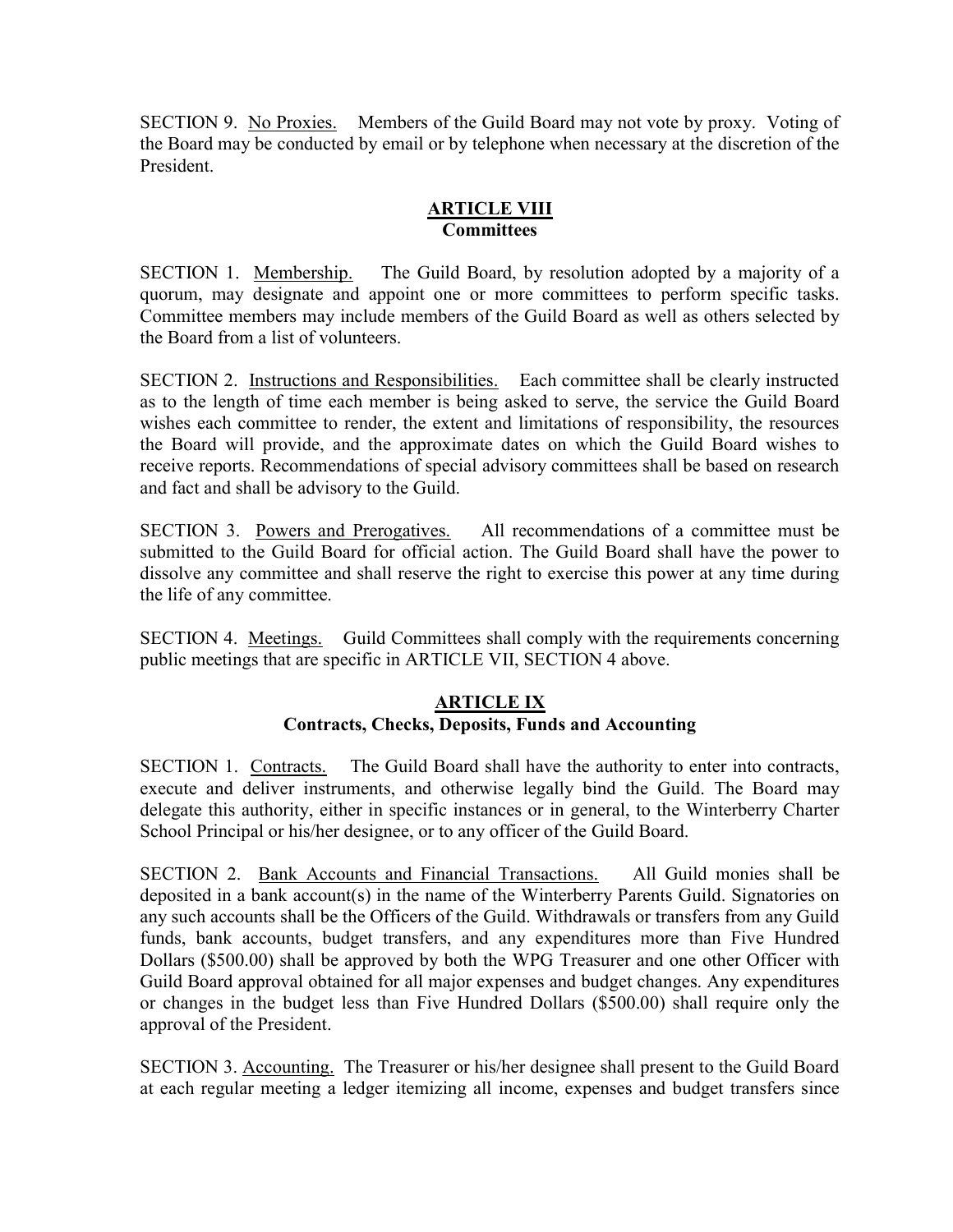SECTION 9. <u>No Proxies.</u> Members of the Guild Board may not vote by proxy. Voting of the Board may be conducted by email or by telephone when necessary at the discretion of the President.

## ARTICLE VIII
## Committees

SECTION 1. <u>Membership.</u> The Guild Board, by resolution adopted by a majority of a quorum, may designate and appoint one or more committees to perform specific tasks. Committee members may include members of the Guild Board as well as others selected by the Board from a list of volunteers.

SECTION 2. <u>Instructions and Responsibilities.</u> Each committee shall be clearly instructed as to the length of time each member is being asked to serve, the service the Guild Board wishes each committee to render, the extent and limitations of responsibility, the resources the Board will provide, and the approximate dates on which the Guild Board wishes to receive reports. Recommendations of special advisory committees shall be based on research and fact and shall be advisory to the Guild.

SECTION 3. <u>Powers and Prerogatives.</u> All recommendations of a committee must be submitted to the Guild Board for official action. The Guild Board shall have the power to dissolve any committee and shall reserve the right to exercise this power at any time during the life of any committee.

SECTION 4. <u>Meetings.</u> Guild Committees shall comply with the requirements concerning public meetings that are specific in ARTICLE VII, SECTION 4 above.

## ARTICLE IX
## Contracts, Checks, Deposits, Funds and Accounting

SECTION 1. <u>Contracts.</u> The Guild Board shall have the authority to enter into contracts, execute and deliver instruments, and otherwise legally bind the Guild. The Board may delegate this authority, either in specific instances or in general, to the Winterberry Charter School Principal or his/her designee, or to any officer of the Guild Board.

SECTION 2. <u>Bank Accounts and Financial Transactions.</u> All Guild monies shall be deposited in a bank account(s) in the name of the Winterberry Parents Guild. Signatories on any such accounts shall be the Officers of the Guild. Withdrawals or transfers from any Guild funds, bank accounts, budget transfers, and any expenditures more than Five Hundred Dollars ($500.00) shall be approved by both the WPG Treasurer and one other Officer with Guild Board approval obtained for all major expenses and budget changes. Any expenditures or changes in the budget less than Five Hundred Dollars ($500.00) shall require only the approval of the President.

SECTION 3. <u>Accounting.</u> The Treasurer or his/her designee shall present to the Guild Board at each regular meeting a ledger itemizing all income, expenses and budget transfers since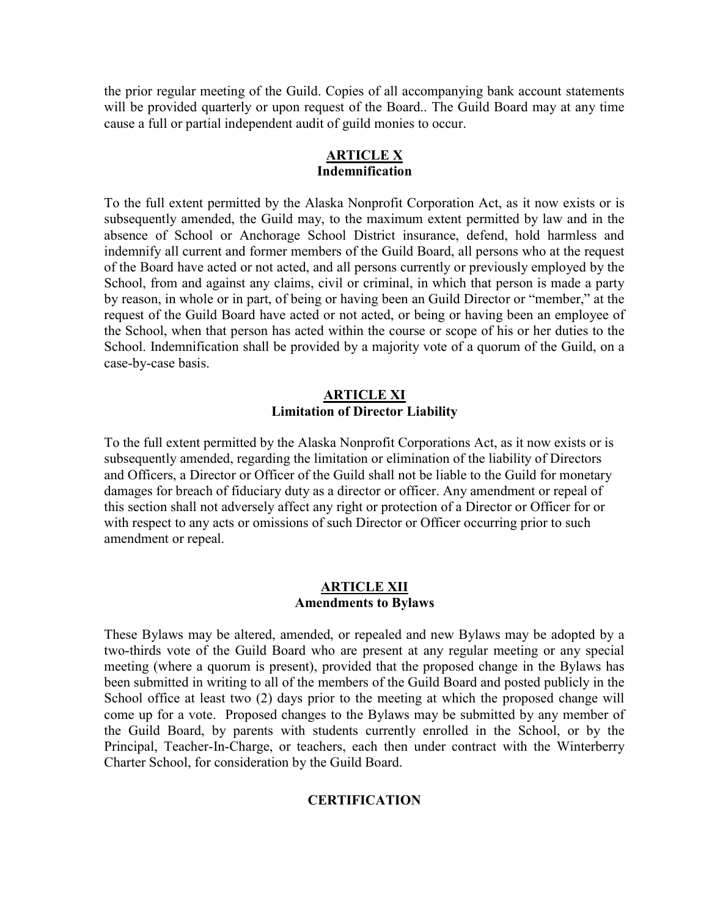the prior regular meeting of the Guild. Copies of all accompanying bank account statements will be provided quarterly or upon request of the Board.. The Guild Board may at any time cause a full or partial independent audit of guild monies to occur.

## ARTICLE X
### Indemnification

To the full extent permitted by the Alaska Nonprofit Corporation Act, as it now exists or is subsequently amended, the Guild may, to the maximum extent permitted by law and in the absence of School or Anchorage School District insurance, defend, hold harmless and indemnify all current and former members of the Guild Board, all persons who at the request of the Board have acted or not acted, and all persons currently or previously employed by the School, from and against any claims, civil or criminal, in which that person is made a party by reason, in whole or in part, of being or having been an Guild Director or "member," at the request of the Guild Board have acted or not acted, or being or having been an employee of the School, when that person has acted within the course or scope of his or her duties to the School. Indemnification shall be provided by a majority vote of a quorum of the Guild, on a case-by-case basis.

## ARTICLE XI
### Limitation of Director Liability

To the full extent permitted by the Alaska Nonprofit Corporations Act, as it now exists or is subsequently amended, regarding the limitation or elimination of the liability of Directors and Officers, a Director or Officer of the Guild shall not be liable to the Guild for monetary damages for breach of fiduciary duty as a director or officer. Any amendment or repeal of this section shall not adversely affect any right or protection of a Director or Officer for or with respect to any acts or omissions of such Director or Officer occurring prior to such amendment or repeal.

## ARTICLE XII
### Amendments to Bylaws

These Bylaws may be altered, amended, or repealed and new Bylaws may be adopted by a two-thirds vote of the Guild Board who are present at any regular meeting or any special meeting (where a quorum is present), provided that the proposed change in the Bylaws has been submitted in writing to all of the members of the Guild Board and posted publicly in the School office at least two (2) days prior to the meeting at which the proposed change will come up for a vote. Proposed changes to the Bylaws may be submitted by any member of the Guild Board, by parents with students currently enrolled in the School, or by the Principal, Teacher-In-Charge, or teachers, each then under contract with the Winterberry Charter School, for consideration by the Guild Board.

## CERTIFICATION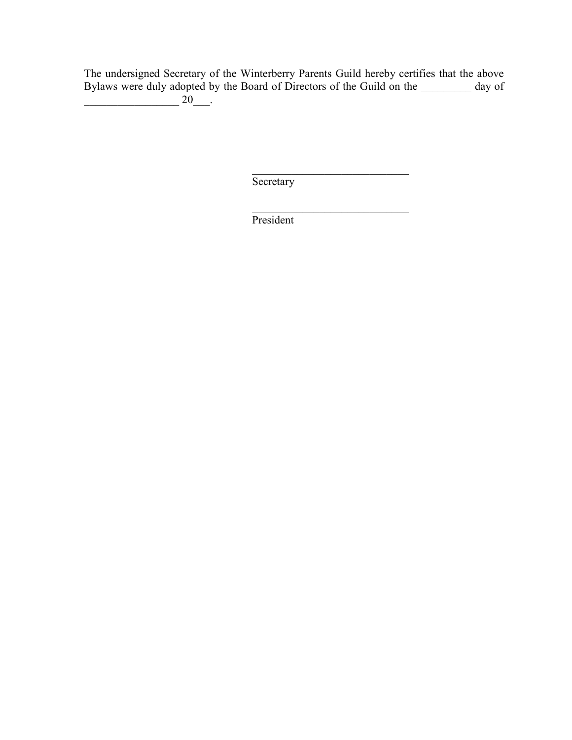The undersigned Secretary of the Winterberry Parents Guild hereby certifies that the above Bylaws were duly adopted by the Board of Directors of the Guild on the _________ day of _________________ 20___.

_____________________________
Secretary

_____________________________
President